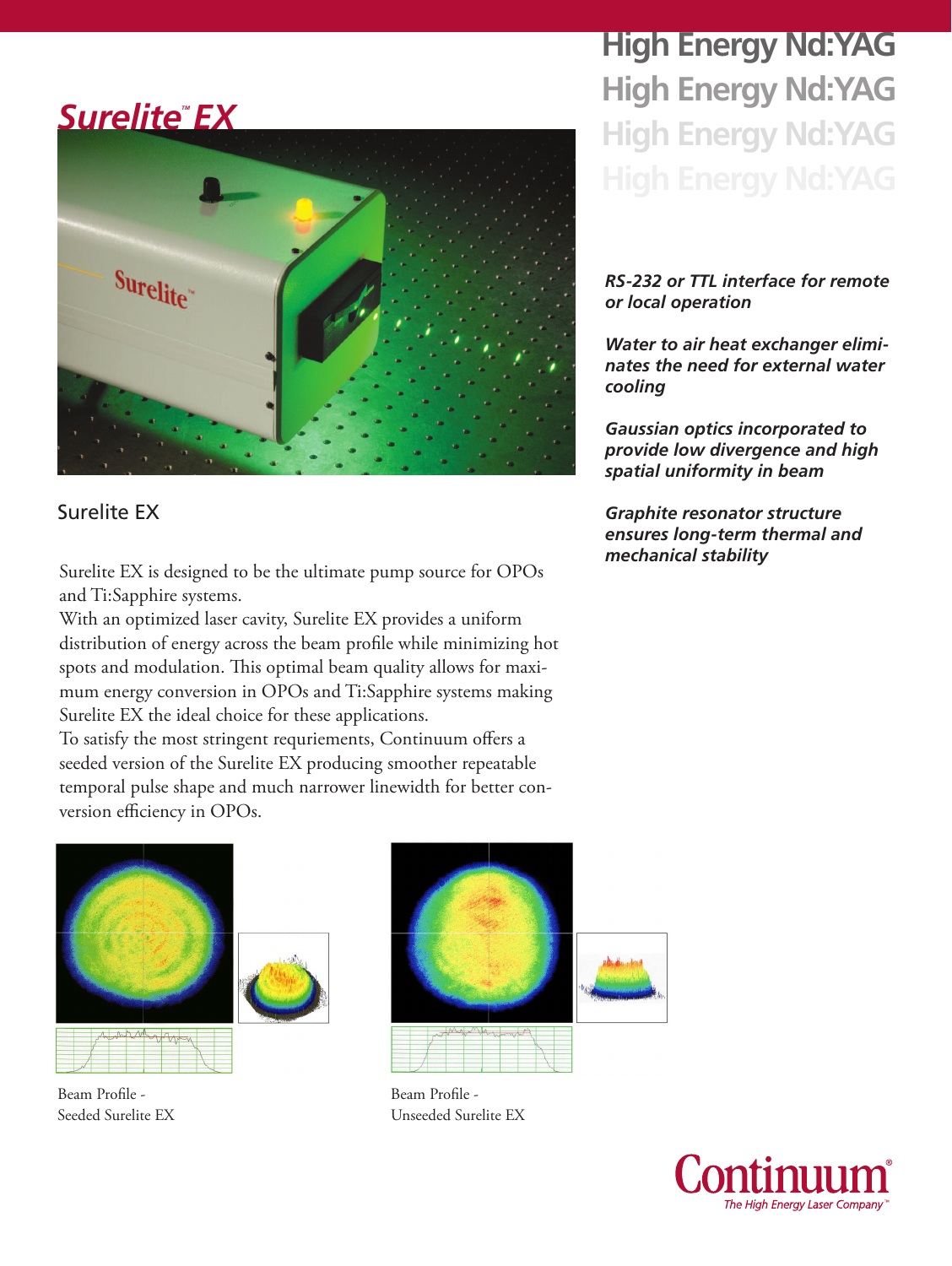# Surelite™ EX

## High Energy Nd:YAG

*RS-232 or TTL interface for remote or local operation*

*Water to air heat exchanger eliminates the need for external water cooling*

*Gaussian optics incorporated to provide low divergence and high spatial uniformity in beam*

*Graphite resonator structure ensures long-term thermal and mechanical stability*

Surelite EX

Surelite EX is designed to be the ultimate pump source for OPOs and Ti:Sapphire systems.

With an optimized laser cavity, Surelite EX provides a uniform distribution of energy across the beam profile while minimizing hot spots and modulation. This optimal beam quality allows for maximum energy conversion in OPOs and Ti:Sapphire systems making Surelite EX the ideal choice for these applications.

To satisfy the most stringent requriements, Continuum offers a seeded version of the Surelite EX producing smoother repeatable temporal pulse shape and much narrower linewidth for better conversion efficiency in OPOs.

Beam Profile - Seeded Surelite EX

Beam Profile - Unseeded Surelite EX

Continuum®
*The High Energy Laser Company™*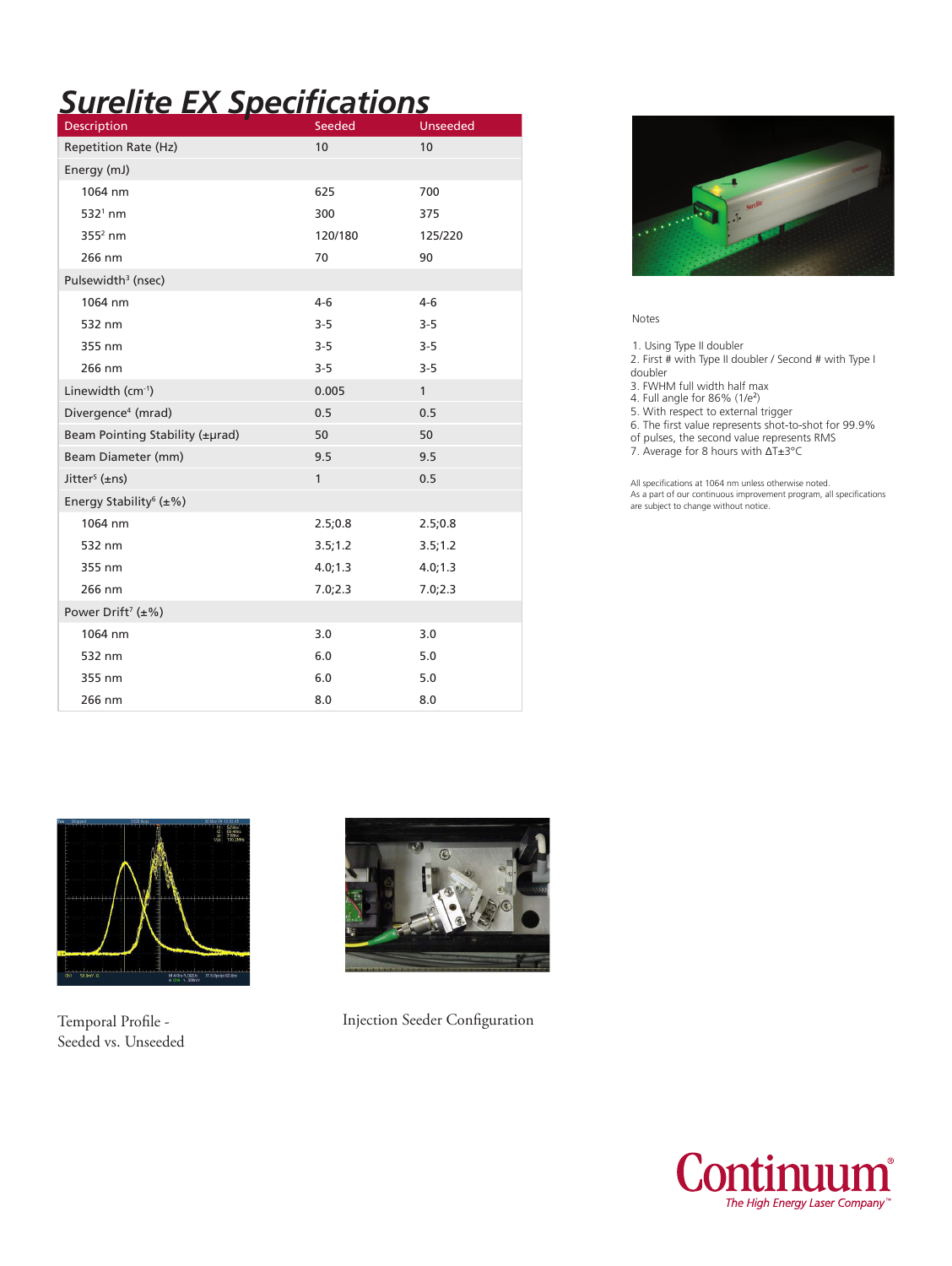# Surelite EX Specifications

| Description | Seeded | Unseeded |
|---|---|---|
| Repetition Rate (Hz) | 10 | 10 |
| Energy (mJ) | | |
| 1064 nm | 625 | 700 |
| 532[1] nm | 300 | 375 |
| 355[2] nm | 120/180 | 125/220 |
| 266 nm | 70 | 90 |
| Pulsewidth[3] (nsec) | | |
| 1064 nm | 4-6 | 4-6 |
| 532 nm | 3-5 | 3-5 |
| 355 nm | 3-5 | 3-5 |
| 266 nm | 3-5 | 3-5 |
| Linewidth ($cm^{-1}$) | 0.005 | 1 |
| Divergence[4] (mrad) | 0.5 | 0.5 |
| Beam Pointing Stability (±μrad) | 50 | 50 |
| Beam Diameter (mm) | 9.5 | 9.5 |
| Jitter[5] (±ns) | 1 | 0.5 |
| Energy Stability[6] (±%) | | |
| 1064 nm | 2.5;0.8 | 2.5;0.8 |
| 532 nm | 3.5;1.2 | 3.5;1.2 |
| 355 nm | 4.0;1.3 | 4.0;1.3 |
| 266 nm | 7.0;2.3 | 7.0;2.3 |
| Power Drift[7] (±%) | | |
| 1064 nm | 3.0 | 3.0 |
| 532 nm | 6.0 | 5.0 |
| 355 nm | 6.0 | 5.0 |
| 266 nm | 8.0 | 8.0 |

Notes

1. Using Type II doubler
2. First # with Type II doubler / Second # with Type I doubler
3. FWHM full width half max
4. Full angle for 86% ($1/e^2$)
5. With respect to external trigger
6. The first value represents shot-to-shot for 99.9% of pulses, the second value represents RMS
7. Average for 8 hours with $\Delta T \pm 3°C$

All specifications at 1064 nm unless otherwise noted.
As a part of our continuous improvement program, all specifications are subject to change without notice.

Temporal Profile - Seeded vs. Unseeded

Injection Seeder Configuration

Continuum® The High Energy Laser Company™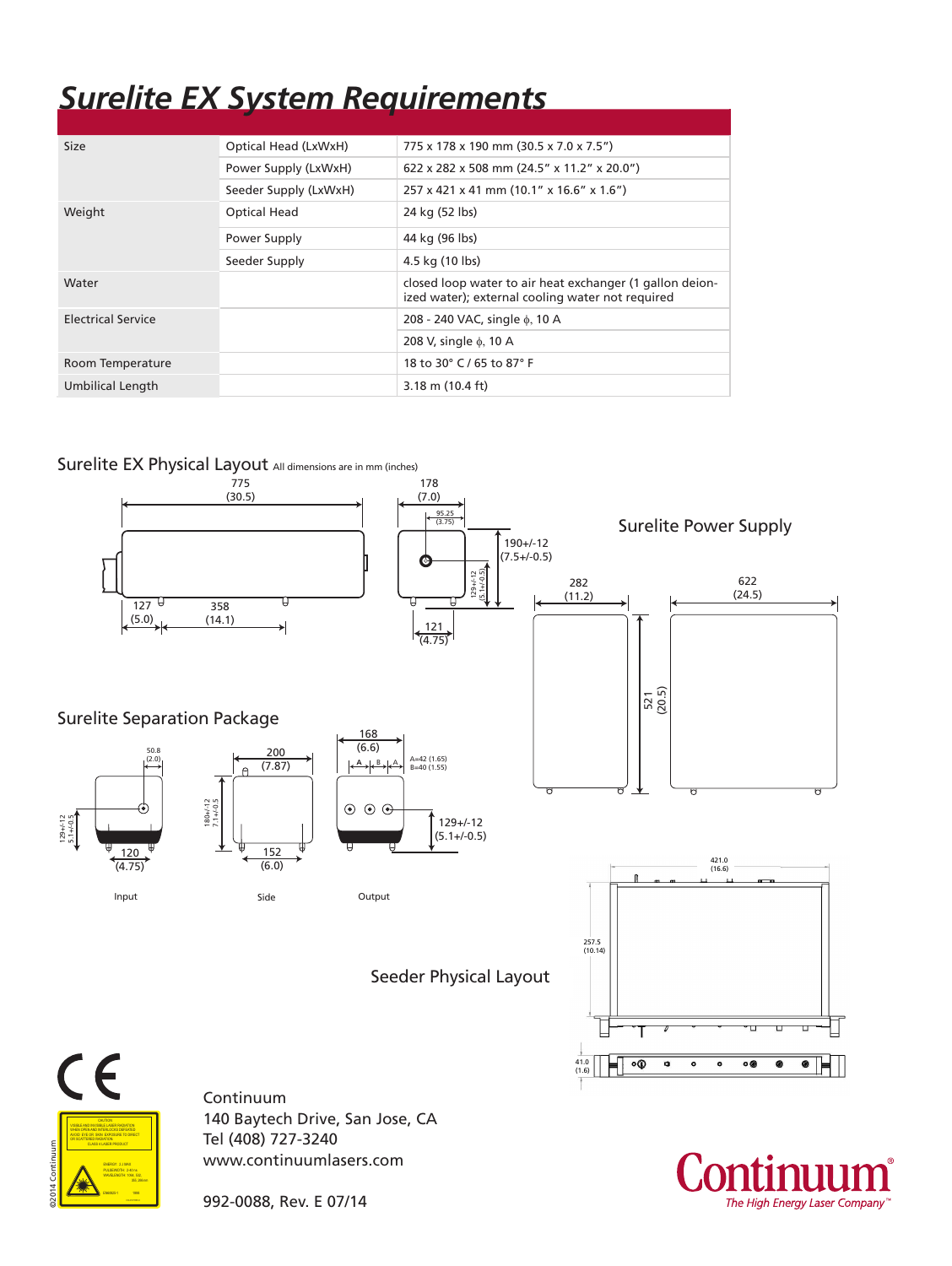# Surelite EX System Requirements

| | | |
|---|---|---|
| Size | Optical Head (LxWxH) | 775 x 178 x 190 mm (30.5 x 7.0 x 7.5") |
| | Power Supply (LxWxH) | 622 x 282 x 508 mm (24.5" x 11.2" x 20.0") |
| | Seeder Supply (LxWxH) | 257 x 421 x 41 mm (10.1" x 16.6" x 1.6") |
| Weight | Optical Head | 24 kg (52 lbs) |
| | Power Supply | 44 kg (96 lbs) |
| | Seeder Supply | 4.5 kg (10 lbs) |
| Water | | closed loop water to air heat exchanger (1 gallon deionized water); external cooling water not required |
| Electrical Service | | 208 - 240 VAC, single ϕ, 10 A |
| | | 208 V, single ϕ, 10 A |
| Room Temperature | | 18 to 30° C / 65 to 87° F |
| Umbilical Length | | 3.18 m (10.4 ft) |

## Surelite EX Physical Layout

All dimensions are in mm (inches)

775 (30.5)
127 (5.0)
358 (14.1)
178 (7.0)
95.25 (3.75)
190+/-12 (7.5+/-0.5)
129+/-12 (5.1+/-0.5)
121 (4.75)

## Surelite Power Supply

282 (11.2)
622 (24.5)
521 (20.5)

## Surelite Separation Package

50.8 (2.0)
129+/-12 5.1+/-0.5
120 (4.75)
Input

200 (7.87)
180+/-12 7.1+/-0.5
152 (6.0)
Side

168 (6.6)
A=42 (1.65) B=40 (1.55)
129+/-12 (5.1+/-0.5)
Output

## Seeder Physical Layout

421.0 (16.6)
257.5 (10.14)
41.0 (1.6)

©2014 Continuum

Continuum
140 Baytech Drive, San Jose, CA
Tel (408) 727-3240
www.continuumlasers.com

992-0088, Rev. E 07/14

Continuum®
The High Energy Laser Company™